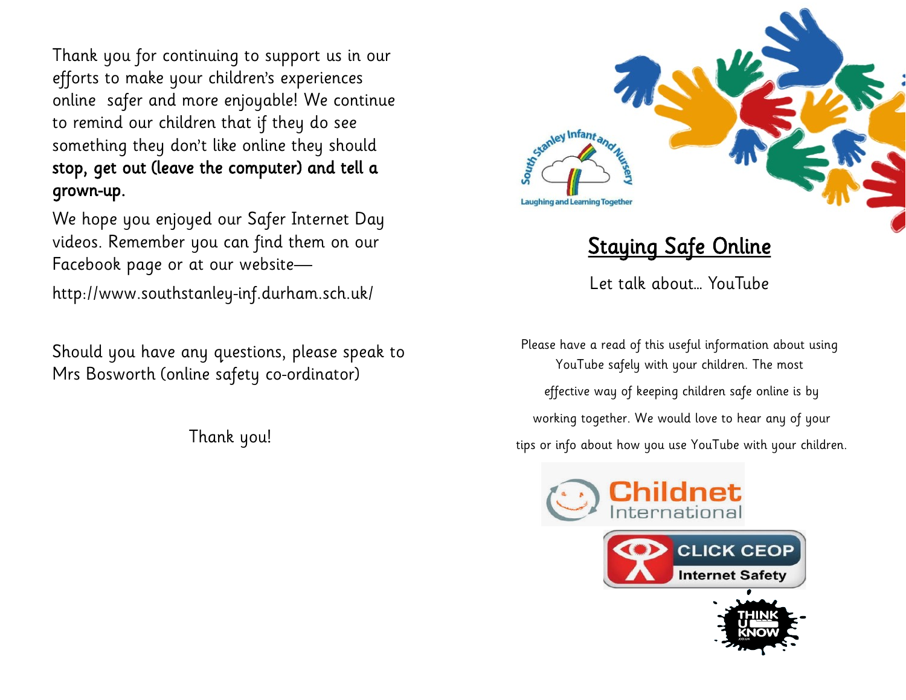Thank you for continuing to support us in our efforts to make your children's experiences online safer and more enjoyable! We continue to remind our children that if they do see something they don't like online they should **stop, get out (leave the computer) and tell a grown-up.**

We hope you enjoyed our Safer Internet Day videos. Remember you can find them on our Facebook page or at our website—

http://www.southstanley-inf.durham.sch.uk/

Should you have any questions, please speak to Mrs Bosworth (online safety co-ordinator)

Thank you!

South Stanley Infant and Nursery

Laughing and Learning Together

# Staying Safe Online

Let talk about… YouTube

Please have a read of this useful information about using YouTube safely with your children. The most effective way of keeping children safe online is by working together. We would love to hear any of your tips or info about how you use YouTube with your children.

Childnet International

CLICK CEOP Internet Safety

THINK U KNOW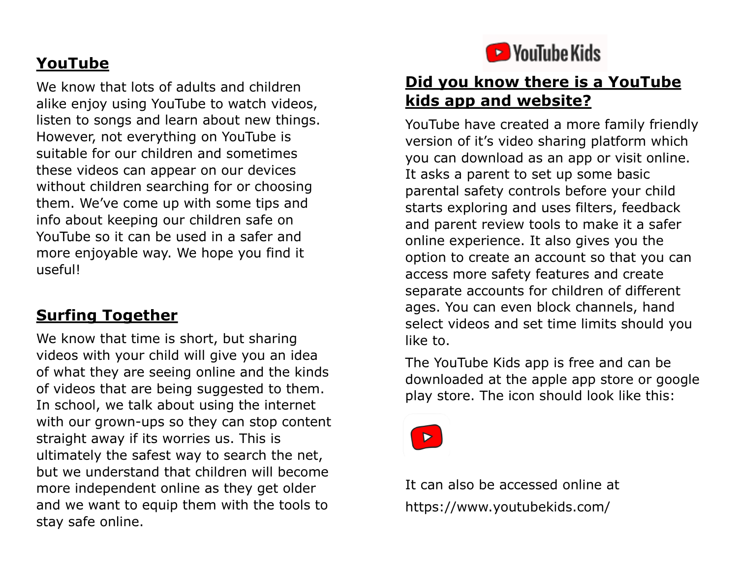## YouTube

We know that lots of adults and children alike enjoy using YouTube to watch videos, listen to songs and learn about new things. However, not everything on YouTube is suitable for our children and sometimes these videos can appear on our devices without children searching for or choosing them. We've come up with some tips and info about keeping our children safe on YouTube so it can be used in a safer and more enjoyable way. We hope you find it useful!

## Surfing Together

We know that time is short, but sharing videos with your child will give you an idea of what they are seeing online and the kinds of videos that are being suggested to them. In school, we talk about using the internet with our grown-ups so they can stop content straight away if its worries us. This is ultimately the safest way to search the net, but we understand that children will become more independent online as they get older and we want to equip them with the tools to stay safe online.

## Did you know there is a YouTube kids app and website?

YouTube have created a more family friendly version of it's video sharing platform which you can download as an app or visit online. It asks a parent to set up some basic parental safety controls before your child starts exploring and uses filters, feedback and parent review tools to make it a safer online experience. It also gives you the option to create an account so that you can access more safety features and create separate accounts for children of different ages. You can even block channels, hand select videos and set time limits should you like to.

The YouTube Kids app is free and can be downloaded at the apple app store or google play store. The icon should look like this:

It can also be accessed online at

https://www.youtubekids.com/